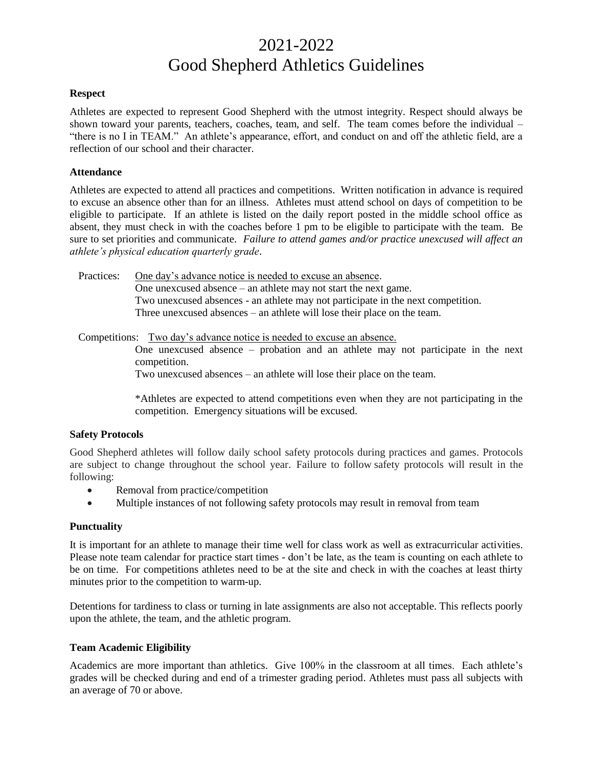# 2021-2022
# Good Shepherd Athletics Guidelines

**Respect**

Athletes are expected to represent Good Shepherd with the utmost integrity. Respect should always be shown toward your parents, teachers, coaches, team, and self. The team comes before the individual – "there is no I in TEAM." An athlete's appearance, effort, and conduct on and off the athletic field, are a reflection of our school and their character.

**Attendance**

Athletes are expected to attend all practices and competitions. Written notification in advance is required to excuse an absence other than for an illness. Athletes must attend school on days of competition to be eligible to participate. If an athlete is listed on the daily report posted in the middle school office as absent, they must check in with the coaches before 1 pm to be eligible to participate with the team. Be sure to set priorities and communicate. *Failure to attend games and/or practice unexcused will affect an athlete's physical education quarterly grade*.

Practices: <u>One day's advance notice is needed to excuse an absence</u>.
One unexcused absence – an athlete may not start the next game.
Two unexcused absences - an athlete may not participate in the next competition.
Three unexcused absences – an athlete will lose their place on the team.

Competitions: <u>Two day's advance notice is needed to excuse an absence.</u>
One unexcused absence – probation and an athlete may not participate in the next competition.
Two unexcused absences – an athlete will lose their place on the team.

*Athletes are expected to attend competitions even when they are not participating in the competition. Emergency situations will be excused.

**Safety Protocols**

Good Shepherd athletes will follow daily school safety protocols during practices and games. Protocols are subject to change throughout the school year. Failure to follow safety protocols will result in the following:

- Removal from practice/competition
- Multiple instances of not following safety protocols may result in removal from team

**Punctuality**

It is important for an athlete to manage their time well for class work as well as extracurricular activities. Please note team calendar for practice start times - don't be late, as the team is counting on each athlete to be on time. For competitions athletes need to be at the site and check in with the coaches at least thirty minutes prior to the competition to warm-up.

Detentions for tardiness to class or turning in late assignments are also not acceptable. This reflects poorly upon the athlete, the team, and the athletic program.

**Team Academic Eligibility**

Academics are more important than athletics. Give 100% in the classroom at all times. Each athlete's grades will be checked during and end of a trimester grading period. Athletes must pass all subjects with an average of 70 or above.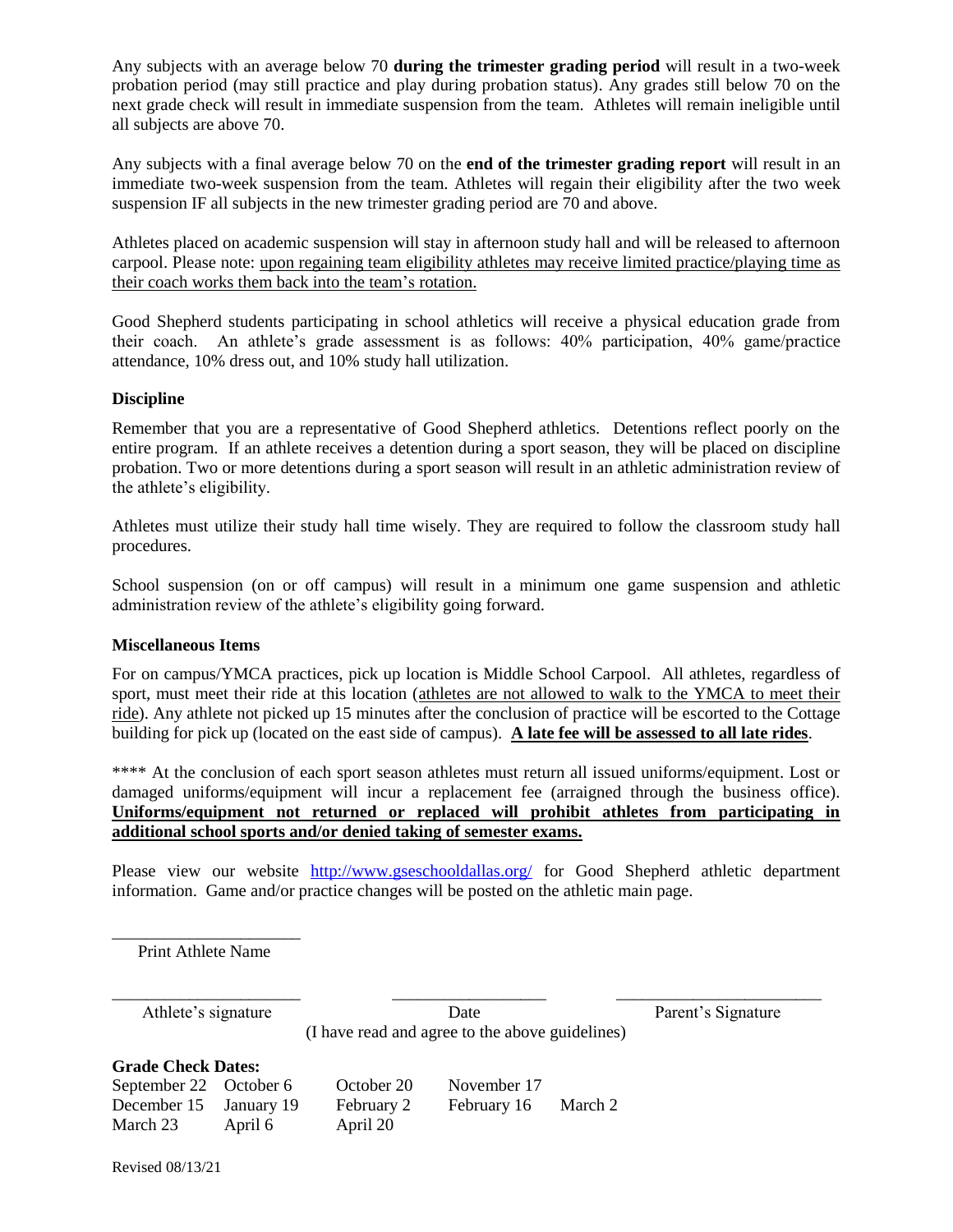Any subjects with an average below 70 **during the trimester grading period** will result in a two-week probation period (may still practice and play during probation status). Any grades still below 70 on the next grade check will result in immediate suspension from the team. Athletes will remain ineligible until all subjects are above 70.

Any subjects with a final average below 70 on the **end of the trimester grading report** will result in an immediate two-week suspension from the team. Athletes will regain their eligibility after the two week suspension IF all subjects in the new trimester grading period are 70 and above.

Athletes placed on academic suspension will stay in afternoon study hall and will be released to afternoon carpool. Please note: <u>upon regaining team eligibility athletes may receive limited practice/playing time as their coach works them back into the team's rotation.</u>

Good Shepherd students participating in school athletics will receive a physical education grade from their coach. An athlete's grade assessment is as follows: 40% participation, 40% game/practice attendance, 10% dress out, and 10% study hall utilization.

**Discipline**

Remember that you are a representative of Good Shepherd athletics. Detentions reflect poorly on the entire program. If an athlete receives a detention during a sport season, they will be placed on discipline probation. Two or more detentions during a sport season will result in an athletic administration review of the athlete's eligibility.

Athletes must utilize their study hall time wisely. They are required to follow the classroom study hall procedures.

School suspension (on or off campus) will result in a minimum one game suspension and athletic administration review of the athlete's eligibility going forward.

**Miscellaneous Items**

For on campus/YMCA practices, pick up location is Middle School Carpool. All athletes, regardless of sport, must meet their ride at this location (<u>athletes are not allowed to walk to the YMCA to meet their ride</u>). Any athlete not picked up 15 minutes after the conclusion of practice will be escorted to the Cottage building for pick up (located on the east side of campus). **<u>A late fee will be assessed to all late rides</u>**.

**** At the conclusion of each sport season athletes must return all issued uniforms/equipment. Lost or damaged uniforms/equipment will incur a replacement fee (arraigned through the business office). **<u>Uniforms/equipment not returned or replaced will prohibit athletes from participating in additional school sports and/or denied taking of semester exams.</u>**

Please view our website http://www.gseschooldallas.org/ for Good Shepherd athletic department information. Game and/or practice changes will be posted on the athletic main page.

\_\_\_\_\_\_\_\_\_\_\_\_\_\_\_\_\_\_\_\_\_\_
Print Athlete Name

\_\_\_\_\_\_\_\_\_\_\_\_\_\_\_\_\_\_\_\_\_\_ \_\_\_\_\_\_\_\_\_\_\_\_\_\_\_\_\_\_ \_\_\_\_\_\_\_\_\_\_\_\_\_\_\_\_\_\_\_\_\_\_\_\_
Athlete's signature Date Parent's Signature
(I have read and agree to the above guidelines)

**Grade Check Dates:**

| | | | | |
|---|---|---|---|---|
| September 22 | October 6 | October 20 | November 17 | |
| December 15 | January 19 | February 2 | February 16 | March 2 |
| March 23 | April 6 | April 20 | | |

Revised 08/13/21